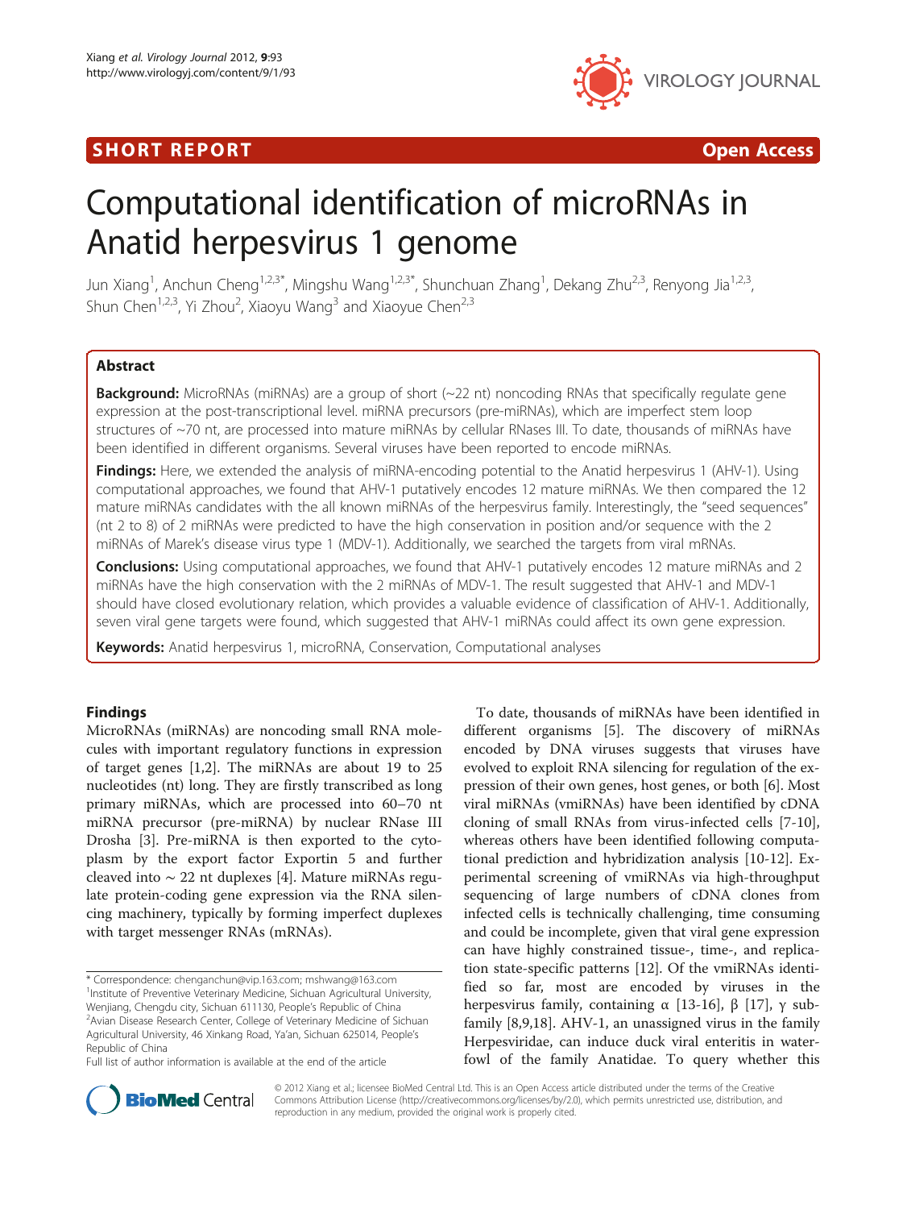SHORT REPORT | Open Access

# Computational identification of microRNAs in Anatid herpesvirus 1 genome

Jun Xiang[1], Anchun Cheng[1,2,3*], Mingshu Wang[1,2,3*], Shunchuan Zhang[1], Dekang Zhu[2,3], Renyong Jia[1,2,3], Shun Chen[1,2,3], Yi Zhou[2], Xiaoyu Wang[3] and Xiaoyue Chen[2,3]

## Abstract

**Background:** MicroRNAs (miRNAs) are a group of short (~22 nt) noncoding RNAs that specifically regulate gene expression at the post-transcriptional level. miRNA precursors (pre-miRNAs), which are imperfect stem loop structures of ~70 nt, are processed into mature miRNAs by cellular RNases III. To date, thousands of miRNAs have been identified in different organisms. Several viruses have been reported to encode miRNAs.

**Findings:** Here, we extended the analysis of miRNA-encoding potential to the Anatid herpesvirus 1 (AHV-1). Using computational approaches, we found that AHV-1 putatively encodes 12 mature miRNAs. We then compared the 12 mature miRNAs candidates with the all known miRNAs of the herpesvirus family. Interestingly, the "seed sequences" (nt 2 to 8) of 2 miRNAs were predicted to have the high conservation in position and/or sequence with the 2 miRNAs of Marek's disease virus type 1 (MDV-1). Additionally, we searched the targets from viral mRNAs.

**Conclusions:** Using computational approaches, we found that AHV-1 putatively encodes 12 mature miRNAs and 2 miRNAs have the high conservation with the 2 miRNAs of MDV-1. The result suggested that AHV-1 and MDV-1 should have closed evolutionary relation, which provides a valuable evidence of classification of AHV-1. Additionally, seven viral gene targets were found, which suggested that AHV-1 miRNAs could affect its own gene expression.

**Keywords:** Anatid herpesvirus 1, microRNA, Conservation, Computational analyses

## Findings

MicroRNAs (miRNAs) are noncoding small RNA molecules with important regulatory functions in expression of target genes [1,2]. The miRNAs are about 19 to 25 nucleotides (nt) long. They are firstly transcribed as long primary miRNAs, which are processed into 60–70 nt miRNA precursor (pre-miRNA) by nuclear RNase III Drosha [3]. Pre-miRNA is then exported to the cytoplasm by the export factor Exportin 5 and further cleaved into ~ 22 nt duplexes [4]. Mature miRNAs regulate protein-coding gene expression via the RNA silencing machinery, typically by forming imperfect duplexes with target messenger RNAs (mRNAs).

To date, thousands of miRNAs have been identified in different organisms [5]. The discovery of miRNAs encoded by DNA viruses suggests that viruses have evolved to exploit RNA silencing for regulation of the expression of their own genes, host genes, or both [6]. Most viral miRNAs (vmiRNAs) have been identified by cDNA cloning of small RNAs from virus-infected cells [7-10], whereas others have been identified following computational prediction and hybridization analysis [10-12]. Experimental screening of vmiRNAs via high-throughput sequencing of large numbers of cDNA clones from infected cells is technically challenging, time consuming and could be incomplete, given that viral gene expression can have highly constrained tissue-, time-, and replication state-specific patterns [12]. Of the vmiRNAs identified so far, most are encoded by viruses in the herpesvirus family, containing α [13-16], β [17], γ subfamily [8,9,18]. AHV-1, an unassigned virus in the family Herpesviridae, can induce duck viral enteritis in waterfowl of the family Anatidae. To query whether this

\* Correspondence: chenganchun@vip.163.com; mshwang@163.com
[1]Institute of Preventive Veterinary Medicine, Sichuan Agricultural University, Wenjiang, Chengdu city, Sichuan 611130, People's Republic of China
[2]Avian Disease Research Center, College of Veterinary Medicine of Sichuan Agricultural University, 46 Xinkang Road, Ya'an, Sichuan 625014, People's Republic of China
Full list of author information is available at the end of the article

© 2012 Xiang et al.; licensee BioMed Central Ltd. This is an Open Access article distributed under the terms of the Creative Commons Attribution License (http://creativecommons.org/licenses/by/2.0), which permits unrestricted use, distribution, and reproduction in any medium, provided the original work is properly cited.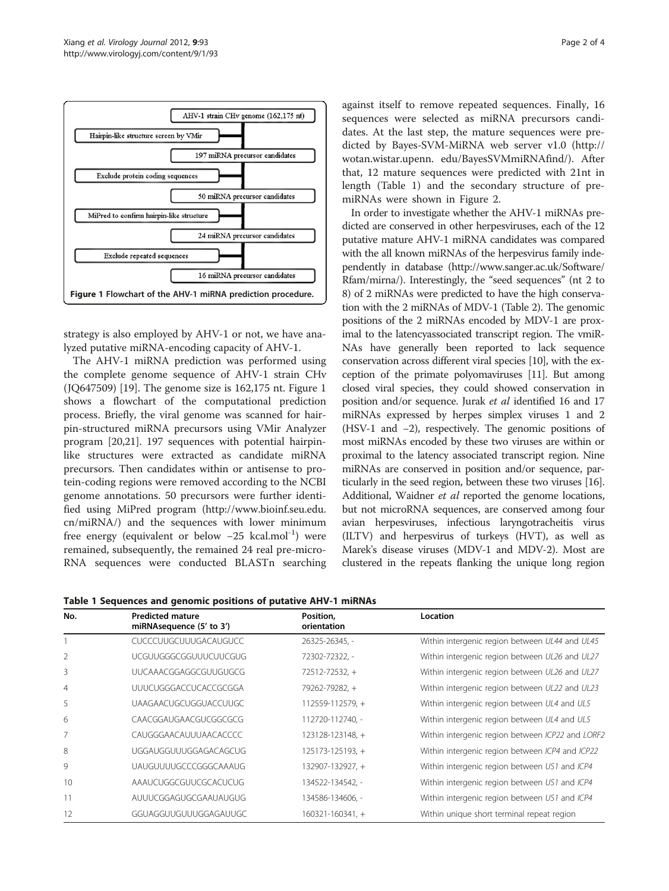AHV-1 strain CHv genome (162,175 nt)

Hairpin-like structure screen by VMir

197 miRNA precursor candidates

Exclude protein coding sequences

50 miRNA precursor candidates

MiPred to confirm hairpin-like structure

24 miRNA precursor candidates

Exclude repeated sequences

16 miRNA precursor candidates

**Figure 1 Flowchart of the AHV-1 miRNA prediction procedure.**

strategy is also employed by AHV-1 or not, we have analyzed putative miRNA-encoding capacity of AHV-1.

The AHV-1 miRNA prediction was performed using the complete genome sequence of AHV-1 strain CHv (JQ647509) [19]. The genome size is 162,175 nt. Figure 1 shows a flowchart of the computational prediction process. Briefly, the viral genome was scanned for hairpin-structured miRNA precursors using VMir Analyzer program [20,21]. 197 sequences with potential hairpin-like structures were extracted as candidate miRNA precursors. Then candidates within or antisense to protein-coding regions were removed according to the NCBI genome annotations. 50 precursors were further identified using MiPred program (http://www.bioinf.seu.edu.cn/miRNA/) and the sequences with lower minimum free energy (equivalent or below −25 kcal.mol$^{-1}$) were remained, subsequently, the remained 24 real pre-microRNA sequences were conducted BLASTn searching against itself to remove repeated sequences. Finally, 16 sequences were selected as miRNA precursors candidates. At the last step, the mature sequences were predicted by Bayes-SVM-MiRNA web server v1.0 (http://wotan.wistar.upenn.edu/BayesSVMmiRNAfind/). After that, 12 mature sequences were predicted with 21nt in length (Table 1) and the secondary structure of pre-miRNAs were shown in Figure 2.

In order to investigate whether the AHV-1 miRNAs predicted are conserved in other herpesviruses, each of the 12 putative mature AHV-1 miRNA candidates was compared with the all known miRNAs of the herpesvirus family independently in database (http://www.sanger.ac.uk/Software/Rfam/mirna/). Interestingly, the "seed sequences" (nt 2 to 8) of 2 miRNAs were predicted to have the high conservation with the 2 miRNAs of MDV-1 (Table 2). The genomic positions of the 2 miRNAs encoded by MDV-1 are proximal to the latencyassociated transcript region. The vmiRNAs have generally been reported to lack sequence conservation across different viral species [10], with the exception of the primate polyomaviruses [11]. But among closed viral species, they could showed conservation in position and/or sequence. Jurak *et al* identified 16 and 17 miRNAs expressed by herpes simplex viruses 1 and 2 (HSV-1 and −2), respectively. The genomic positions of most miRNAs encoded by these two viruses are within or proximal to the latency associated transcript region. Nine miRNAs are conserved in position and/or sequence, particularly in the seed region, between these two viruses [16]. Additional, Waidner *et al* reported the genome locations, but not microRNA sequences, are conserved among four avian herpesviruses, infectious laryngotracheitis virus (ILTV) and herpesvirus of turkeys (HVT), as well as Marek's disease viruses (MDV-1 and MDV-2). Most are clustered in the repeats flanking the unique long region

**Table 1 Sequences and genomic positions of putative AHV-1 miRNAs**

| No. | Predicted mature miRNAsequence (5′ to 3′) | Position, orientation | Location |
|---|---|---|---|
| 1 | CUCCCUUGCUUUGACAUGUCC | 26325-26345, - | Within intergenic region between *UL44* and *UL45* |
| 2 | UCGUUGGGCGGUUUCUUCGUG | 72302-72322, - | Within intergenic region between *UL26* and *UL27* |
| 3 | UUCAAACGGAGGCGUUGUGCG | 72512-72532, + | Within intergenic region between *UL26* and *UL27* |
| 4 | UUUCUGGGACCUCACCGCGGA | 79262-79282, + | Within intergenic region between *UL22* and *UL23* |
| 5 | UAAGAACUGCUGGUACCUUGC | 112559-112579, + | Within intergenic region between *UL4* and *UL5* |
| 6 | CAACGGAUGAACGUCGGCGCG | 112720-112740, - | Within intergenic region between *UL4* and *UL5* |
| 7 | CAUGGGAACAUUUAACACCCC | 123128-123148, + | Within intergenic region between *ICP22* and *LORF2* |
| 8 | UGGAUGGUUUGGAGACAGCUG | 125173-125193, + | Within intergenic region between *ICP4* and *ICP22* |
| 9 | UAUGUUUUGCCCGGGCAAAUG | 132907-132927, + | Within intergenic region between *US1* and *ICP4* |
| 10 | AAAUCUGGCGUUCGCACUCUG | 134522-134542, - | Within intergenic region between *US1* and *ICP4* |
| 11 | AUUUCGGAGUGCGAAUAUGUG | 134586-134606, - | Within intergenic region between *US1* and *ICP4* |
| 12 | GGUAGGUUGUUUGGAGAUUGC | 160321-160341, + | Within unique short terminal repeat region |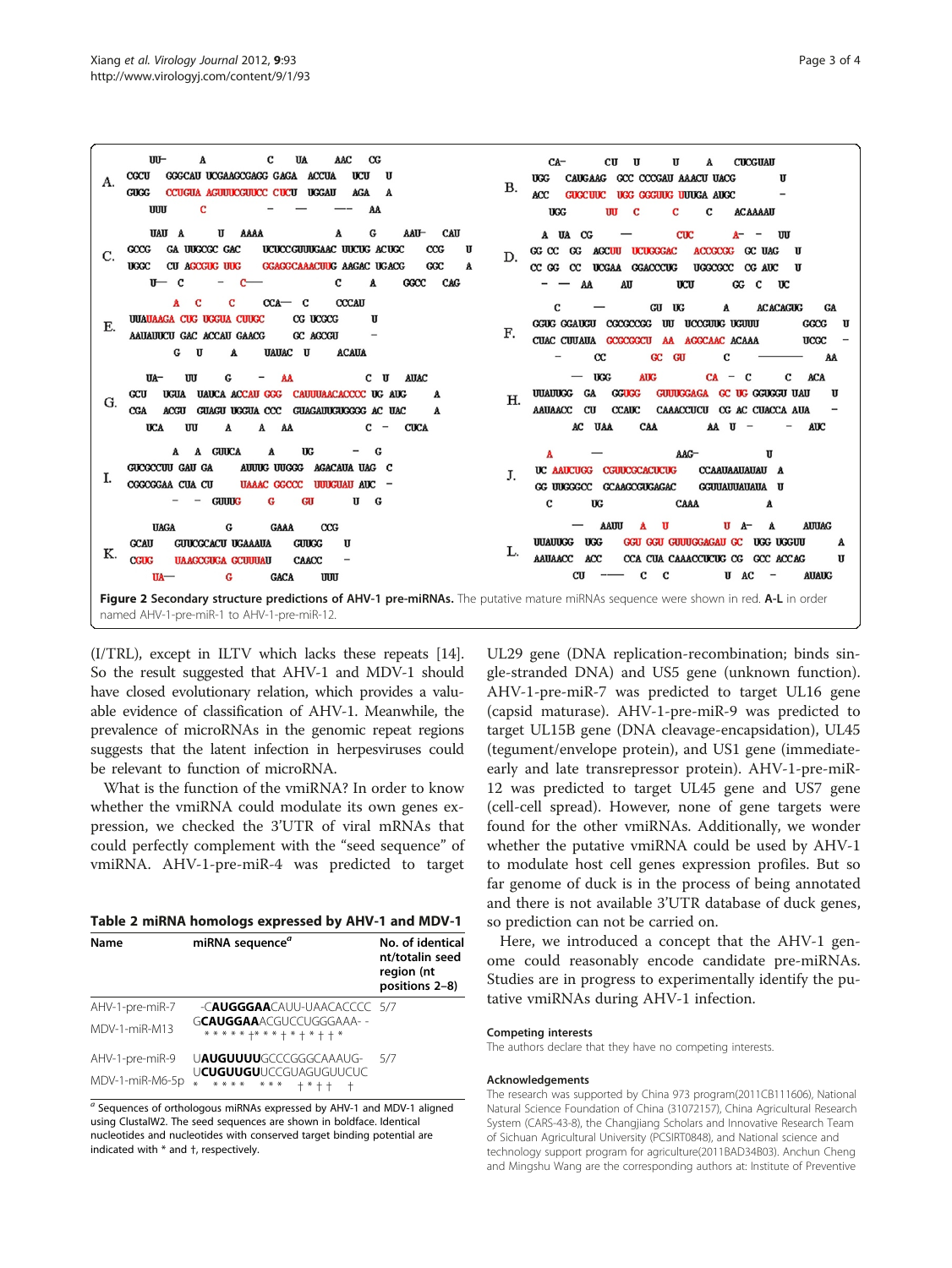Figure 2 Secondary structure predictions of AHV-1 pre-miRNAs. The putative mature miRNAs sequence were shown in red. A-L in order named AHV-1-pre-miR-1 to AHV-1-pre-miR-12.

(I/TRL), except in ILTV which lacks these repeats [14]. So the result suggested that AHV-1 and MDV-1 should have closed evolutionary relation, which provides a valuable evidence of classification of AHV-1. Meanwhile, the prevalence of microRNAs in the genomic repeat regions suggests that the latent infection in herpesviruses could be relevant to function of microRNA.

What is the function of the vmiRNA? In order to know whether the vmiRNA could modulate its own genes expression, we checked the 3'UTR of viral mRNAs that could perfectly complement with the "seed sequence" of vmiRNA. AHV-1-pre-miR-4 was predicted to target UL29 gene (DNA replication-recombination; binds single-stranded DNA) and US5 gene (unknown function). AHV-1-pre-miR-7 was predicted to target UL16 gene (capsid maturase). AHV-1-pre-miR-9 was predicted to target UL15B gene (DNA cleavage-encapsidation), UL45 (tegument/envelope protein), and US1 gene (immediate-early and late transrepressor protein). AHV-1-pre-miR-12 was predicted to target UL45 gene and US7 gene (cell-cell spread). However, none of gene targets were found for the other vmiRNAs. Additionally, we wonder whether the putative vmiRNA could be used by AHV-1 to modulate host cell genes expression profiles. But so far genome of duck is in the process of being annotated and there is not available 3'UTR database of duck genes, so prediction can not be carried on.

Here, we introduced a concept that the AHV-1 genome could reasonably encode candidate pre-miRNAs. Studies are in progress to experimentally identify the putative vmiRNAs during AHV-1 infection.

**Table 2 miRNA homologs expressed by AHV-1 and MDV-1**

| Name | miRNA sequence[a] | No. of identical nt/totalin seed region (nt positions 2–8) |
|---|---|---|
| AHV-1-pre-miR-7 | -C**AUGGGAA**CAUU-UACACCCC | 5/7 |
| MDV-1-miR-M13 | G**CAUGGAA**ACGUCCUGGGAAA- - | |
| | ∗ ∗ ∗ ∗ ∗ †∗ ∗ ∗ † ∗ † ∗ † † ∗ | |
| AHV-1-pre-miR-9 | U**AUGUUUU**GCCCGGGCAAAUG- | 5/7 |
| MDV-1-miR-M6-5p | U**CUGUUGU**UCCGUAGUGUUCUC | |
| | ∗ ∗ ∗ ∗ ∗ ∗ ∗ ∗ † ∗ † † † | |

[a] Sequences of orthologous miRNAs expressed by AHV-1 and MDV-1 aligned using ClustalW2. The seed sequences are shown in boldface. Identical nucleotides and nucleotides with conserved target binding potential are indicated with * and †, respectively.

### Competing interests

The authors declare that they have no competing interests.

### Acknowledgements

The research was supported by China 973 program(2011CB111606), National Natural Science Foundation of China (31072157), China Agricultural Research System (CARS-43-8), the Changjiang Scholars and Innovative Research Team of Sichuan Agricultural University (PCSIRT0848), and National science and technology support program for agriculture(2011BAD34B03). Anchun Cheng and Mingshu Wang are the corresponding authors at: Institute of Preventive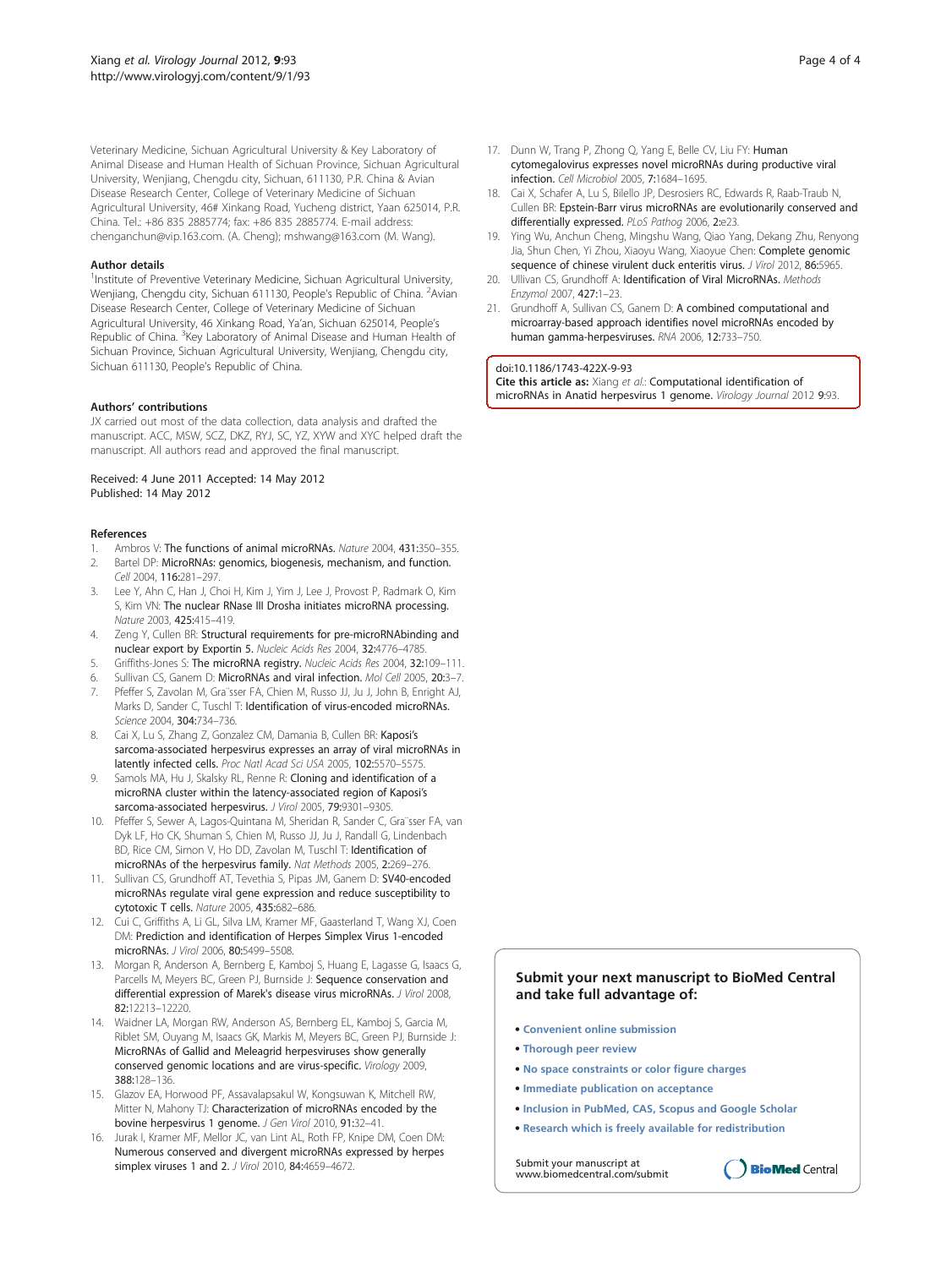Veterinary Medicine, Sichuan Agricultural University & Key Laboratory of Animal Disease and Human Health of Sichuan Province, Sichuan Agricultural University, Wenjiang, Chengdu city, Sichuan, 611130, P.R. China & Avian Disease Research Center, College of Veterinary Medicine of Sichuan Agricultural University, 46# Xinkang Road, Yucheng district, Yaan 625014, P.R. China. Tel.: +86 835 2885774; fax: +86 835 2885774. E-mail address: chenganchun@vip.163.com. (A. Cheng); mshwang@163.com (M. Wang).

#### Author details

[1]Institute of Preventive Veterinary Medicine, Sichuan Agricultural University, Wenjiang, Chengdu city, Sichuan 611130, People's Republic of China. [2]Avian Disease Research Center, College of Veterinary Medicine of Sichuan Agricultural University, 46 Xinkang Road, Ya'an, Sichuan 625014, People's Republic of China. [3]Key Laboratory of Animal Disease and Human Health of Sichuan Province, Sichuan Agricultural University, Wenjiang, Chengdu city, Sichuan 611130, People's Republic of China.

#### Authors' contributions

JX carried out most of the data collection, data analysis and drafted the manuscript. ACC, MSW, SCZ, DKZ, RYJ, SC, YZ, XYW and XYC helped draft the manuscript. All authors read and approved the final manuscript.

Received: 4 June 2011 Accepted: 14 May 2012
Published: 14 May 2012

#### References

1. Ambros V: **The functions of animal microRNAs.** *Nature* 2004, **431**:350–355.
2. Bartel DP: **MicroRNAs: genomics, biogenesis, mechanism, and function.** *Cell* 2004, **116**:281–297.
3. Lee Y, Ahn C, Han J, Choi H, Kim J, Yim J, Lee J, Provost P, Radmark O, Kim S, Kim VN: **The nuclear RNase III Drosha initiates microRNA processing.** *Nature* 2003, **425**:415–419.
4. Zeng Y, Cullen BR: **Structural requirements for pre-microRNAbinding and nuclear export by Exportin 5.** *Nucleic Acids Res* 2004, **32**:4776–4785.
5. Griffiths-Jones S: **The microRNA registry.** *Nucleic Acids Res* 2004, **32**:109–111.
6. Sullivan CS, Ganem D: **MicroRNAs and viral infection.** *Mol Cell* 2005, **20**:3–7.
7. Pfeffer S, Zavolan M, Gra¨sser FA, Chien M, Russo JJ, Ju J, John B, Enright AJ, Marks D, Sander C, Tuschl T: **Identification of virus-encoded microRNAs.** *Science* 2004, **304**:734–736.
8. Cai X, Lu S, Zhang Z, Gonzalez CM, Damania B, Cullen BR: **Kaposi's sarcoma-associated herpesvirus expresses an array of viral microRNAs in latently infected cells.** *Proc Natl Acad Sci USA* 2005, **102**:5570–5575.
9. Samols MA, Hu J, Skalsky RL, Renne R: **Cloning and identification of a microRNA cluster within the latency-associated region of Kaposi's sarcoma-associated herpesvirus.** *J Virol* 2005, **79**:9301–9305.
10. Pfeffer S, Sewer A, Lagos-Quintana M, Sheridan R, Sander C, Gra¨sser FA, van Dyk LF, Ho CK, Shuman S, Chien M, Russo JJ, Ju J, Randall G, Lindenbach BD, Rice CM, Simon V, Ho DD, Zavolan M, Tuschl T: **Identification of microRNAs of the herpesvirus family.** *Nat Methods* 2005, **2**:269–276.
11. Sullivan CS, Grundhoff AT, Tevethia S, Pipas JM, Ganem D: **SV40-encoded microRNAs regulate viral gene expression and reduce susceptibility to cytotoxic T cells.** *Nature* 2005, **435**:682–686.
12. Cui C, Griffiths A, Li GL, Silva LM, Kramer MF, Gaasterland T, Wang XJ, Coen DM: **Prediction and identification of Herpes Simplex Virus 1-encoded microRNAs.** *J Virol* 2006, **80**:5499–5508.
13. Morgan R, Anderson A, Bernberg E, Kamboj S, Huang E, Lagasse G, Isaacs G, Parcells M, Meyers BC, Green PJ, Burnside J: **Sequence conservation and differential expression of Marek's disease virus microRNAs.** *J Virol* 2008, **82**:12213–12220.
14. Waidner LA, Morgan RW, Anderson AS, Bernberg EL, Kamboj S, Garcia M, Riblet SM, Ouyang M, Isaacs GK, Markis M, Meyers BC, Green PJ, Burnside J: **MicroRNAs of Gallid and Meleagrid herpesviruses show generally conserved genomic locations and are virus-specific.** *Virology* 2009, **388**:128–136.
15. Glazov EA, Horwood PF, Assavalapsakul W, Kongsuwan K, Mitchell RW, Mitter N, Mahony TJ: **Characterization of microRNAs encoded by the bovine herpesvirus 1 genome.** *J Gen Virol* 2010, **91**:32–41.
16. Jurak I, Kramer MF, Mellor JC, van Lint AL, Roth FP, Knipe DM, Coen DM: **Numerous conserved and divergent microRNAs expressed by herpes simplex viruses 1 and 2.** *J Virol* 2010, **84**:4659–4672.
17. Dunn W, Trang P, Zhong Q, Yang E, Belle CV, Liu FY: **Human cytomegalovirus expresses novel microRNAs during productive viral infection.** *Cell Microbiol* 2005, **7**:1684–1695.
18. Cai X, Schafer A, Lu S, Bilello JP, Desrosiers RC, Edwards R, Raab-Traub N, Cullen BR: **Epstein-Barr virus microRNAs are evolutionarily conserved and differentially expressed.** *PLoS Pathog* 2006, **2**:e23.
19. Ying Wu, Anchun Cheng, Mingshu Wang, Qiao Yang, Dekang Zhu, Renyong Jia, Shun Chen, Yi Zhou, Xiaoyu Wang, Xiaoyue Chen: **Complete genomic sequence of chinese virulent duck enteritis virus.** *J Virol* 2012, **86**:5965.
20. Ullivan CS, Grundhoff A: **Identification of Viral MicroRNAs.** *Methods Enzymol* 2007, **427**:1–23.
21. Grundhoff A, Sullivan CS, Ganem D: **A combined computational and microarray-based approach identifies novel microRNAs encoded by human gamma-herpesviruses.** *RNA* 2006, **12**:733–750.

doi:10.1186/1743-422X-9-93
**Cite this article as:** Xiang *et al.*: Computational identification of microRNAs in Anatid herpesvirus 1 genome. *Virology Journal* 2012 **9**:93.